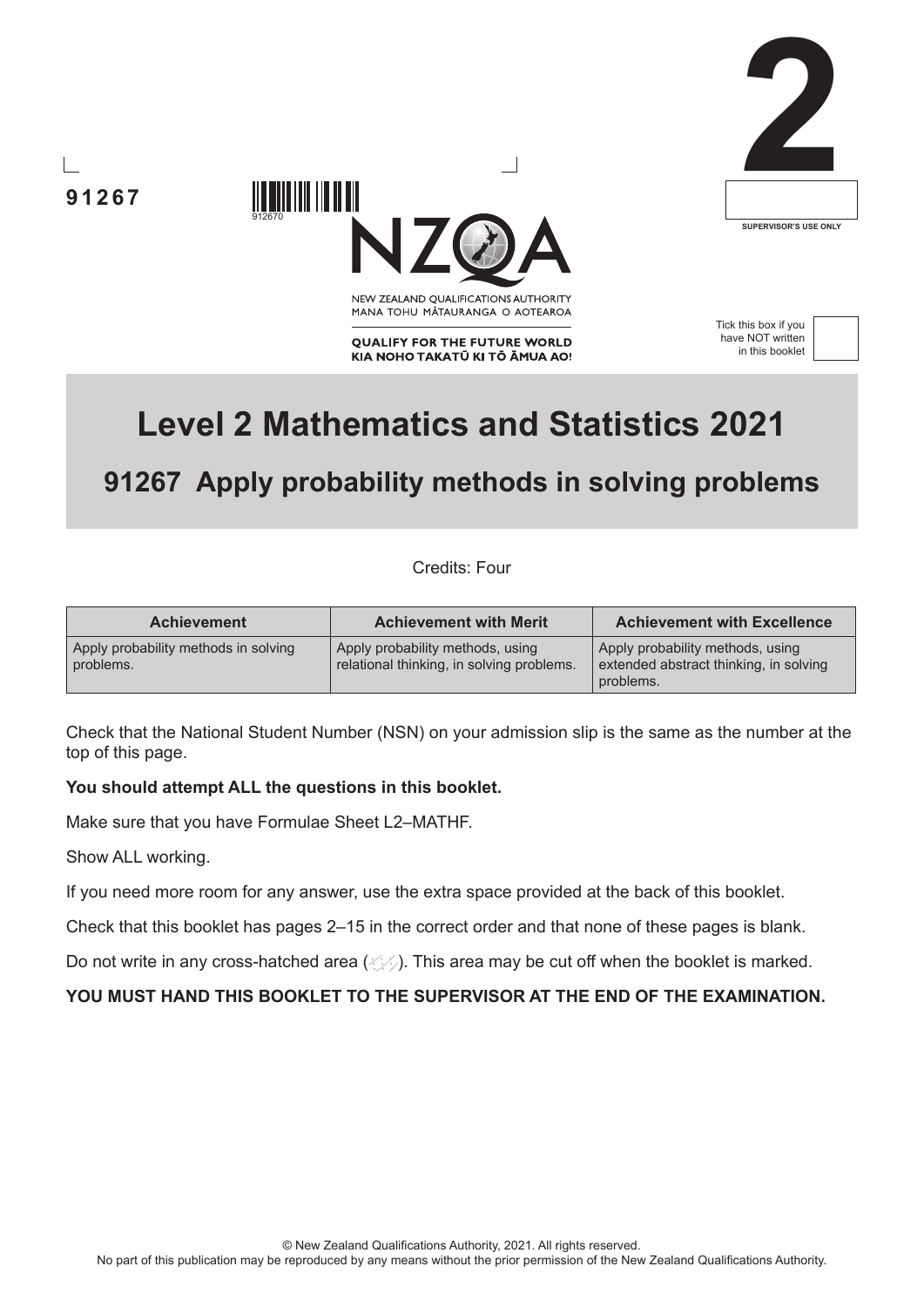91267

2

SUPERVISOR'S USE ONLY

Tick this box if you have NOT written in this booklet

# Level 2 Mathematics and Statistics 2021

## 91267 Apply probability methods in solving problems

Credits: Four

| Achievement | Achievement with Merit | Achievement with Excellence |
|---|---|---|
| Apply probability methods in solving problems. | Apply probability methods, using relational thinking, in solving problems. | Apply probability methods, using extended abstract thinking, in solving problems. |

Check that the National Student Number (NSN) on your admission slip is the same as the number at the top of this page.

**You should attempt ALL the questions in this booklet.**

Make sure that you have Formulae Sheet L2–MATHF.

Show ALL working.

If you need more room for any answer, use the extra space provided at the back of this booklet.

Check that this booklet has pages 2–15 in the correct order and that none of these pages is blank.

Do not write in any cross-hatched area. This area may be cut off when the booklet is marked.

**YOU MUST HAND THIS BOOKLET TO THE SUPERVISOR AT THE END OF THE EXAMINATION.**

© New Zealand Qualifications Authority, 2021. All rights reserved.
No part of this publication may be reproduced by any means without the prior permission of the New Zealand Qualifications Authority.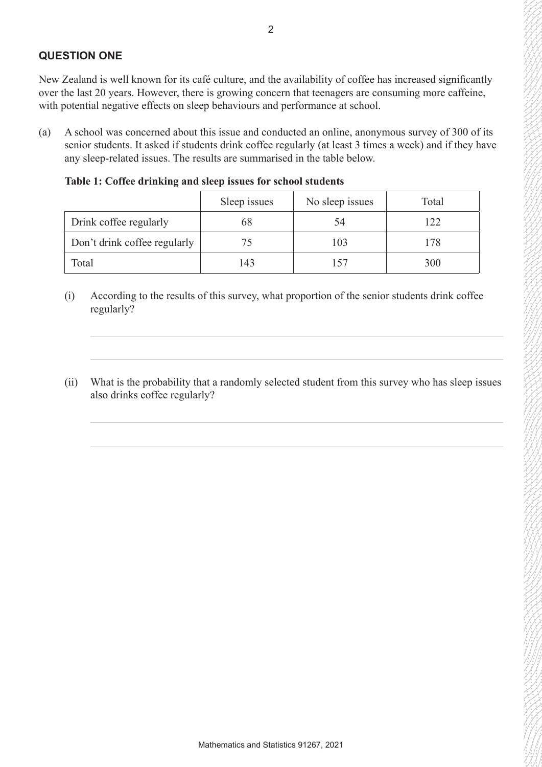## QUESTION ONE

New Zealand is well known for its café culture, and the availability of coffee has increased significantly over the last 20 years. However, there is growing concern that teenagers are consuming more caffeine, with potential negative effects on sleep behaviours and performance at school.

(a) A school was concerned about this issue and conducted an online, anonymous survey of 300 of its senior students. It asked if students drink coffee regularly (at least 3 times a week) and if they have any sleep-related issues. The results are summarised in the table below.

**Table 1: Coffee drinking and sleep issues for school students**

| | Sleep issues | No sleep issues | Total |
|---|---|---|---|
| Drink coffee regularly | 68 | 54 | 122 |
| Don't drink coffee regularly | 75 | 103 | 178 |
| Total | 143 | 157 | 300 |

(i) According to the results of this survey, what proportion of the senior students drink coffee regularly?

(ii) What is the probability that a randomly selected student from this survey who has sleep issues also drinks coffee regularly?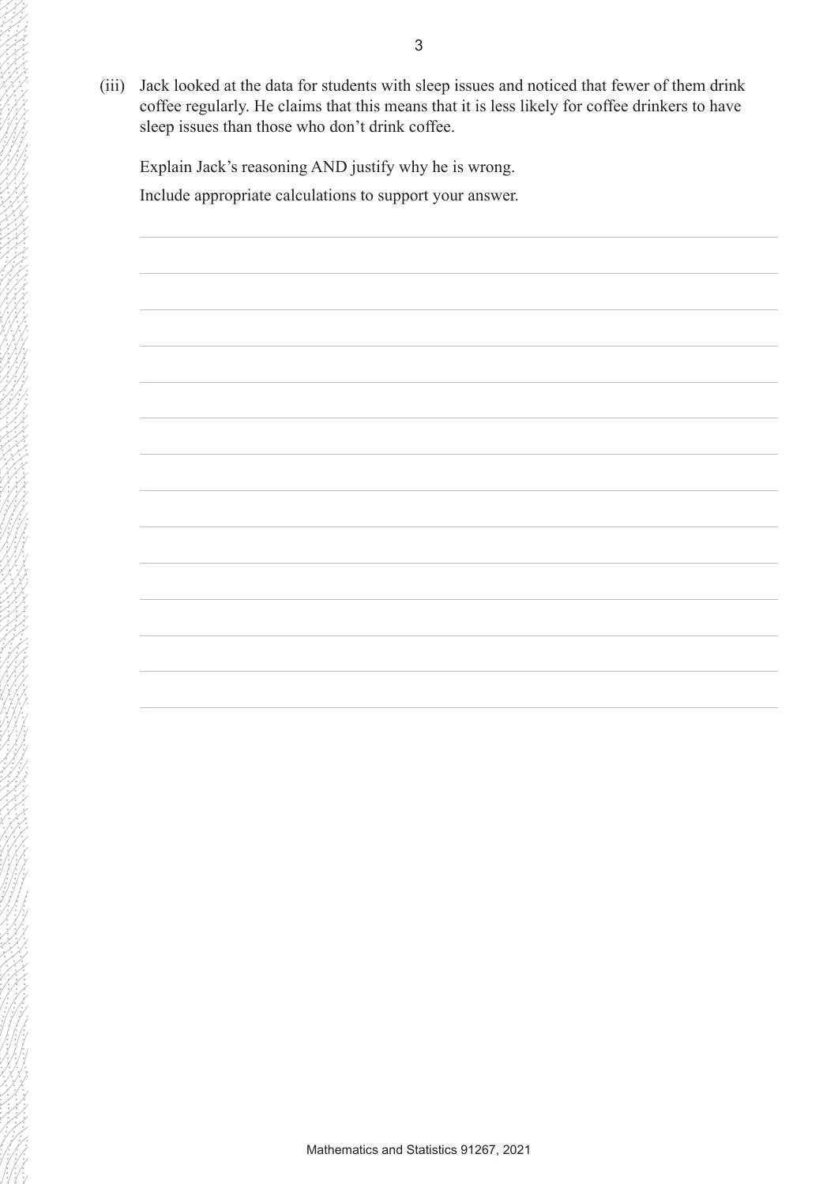(iii) Jack looked at the data for students with sleep issues and noticed that fewer of them drink coffee regularly. He claims that this means that it is less likely for coffee drinkers to have sleep issues than those who don't drink coffee.

Explain Jack's reasoning AND justify why he is wrong.

Include appropriate calculations to support your answer.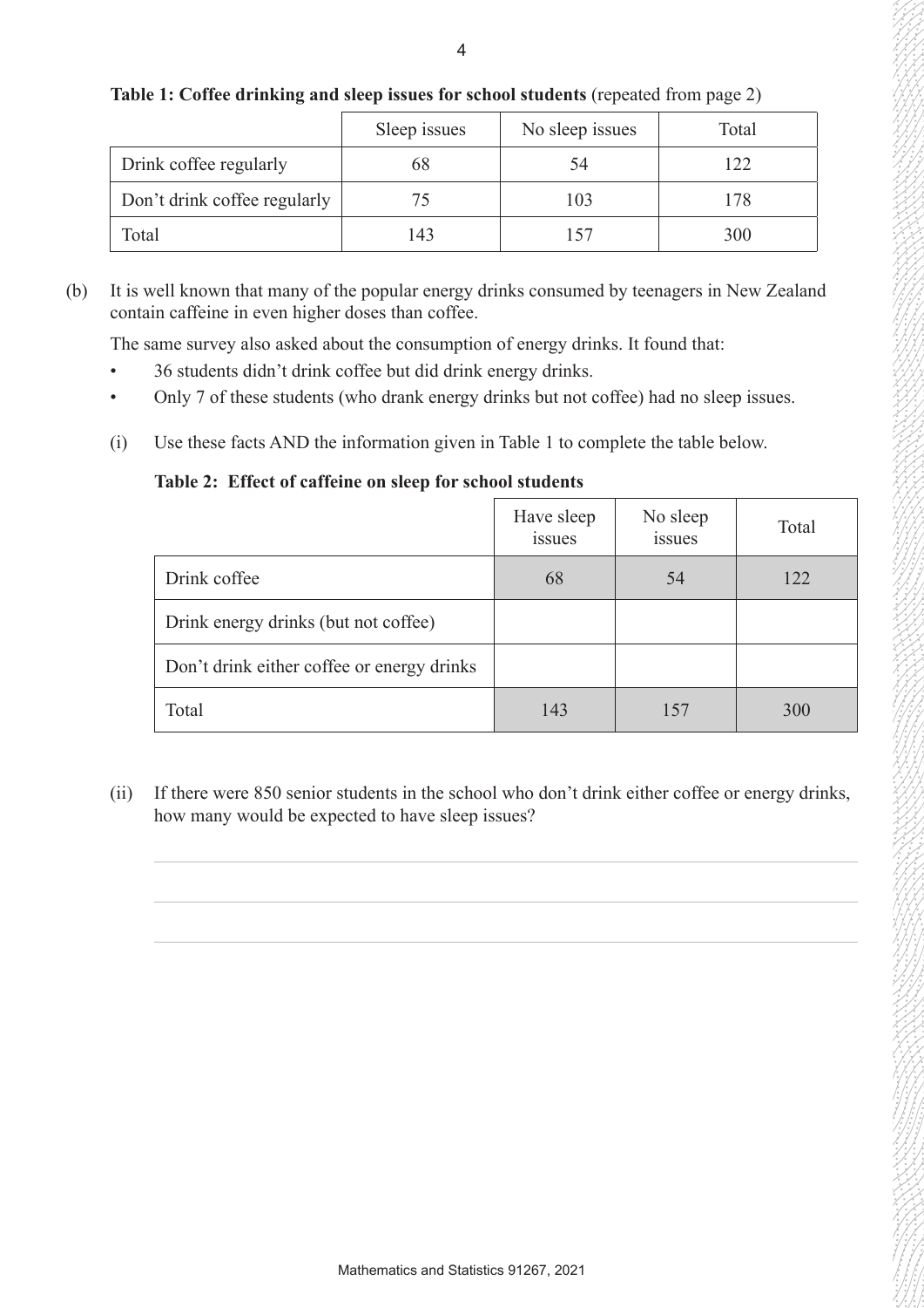**Table 1: Coffee drinking and sleep issues for school students** (repeated from page 2)

| | Sleep issues | No sleep issues | Total |
|---|---|---|---|
| Drink coffee regularly | 68 | 54 | 122 |
| Don't drink coffee regularly | 75 | 103 | 178 |
| Total | 143 | 157 | 300 |

(b) It is well known that many of the popular energy drinks consumed by teenagers in New Zealand contain caffeine in even higher doses than coffee.

The same survey also asked about the consumption of energy drinks. It found that:

- 36 students didn't drink coffee but did drink energy drinks.
- Only 7 of these students (who drank energy drinks but not coffee) had no sleep issues.

(i) Use these facts AND the information given in Table 1 to complete the table below.

**Table 2: Effect of caffeine on sleep for school students**

| | Have sleep issues | No sleep issues | Total |
|---|---|---|---|
| Drink coffee | 68 | 54 | 122 |
| Drink energy drinks (but not coffee) | | | |
| Don't drink either coffee or energy drinks | | | |
| Total | 143 | 157 | 300 |

(ii) If there were 850 senior students in the school who don't drink either coffee or energy drinks, how many would be expected to have sleep issues?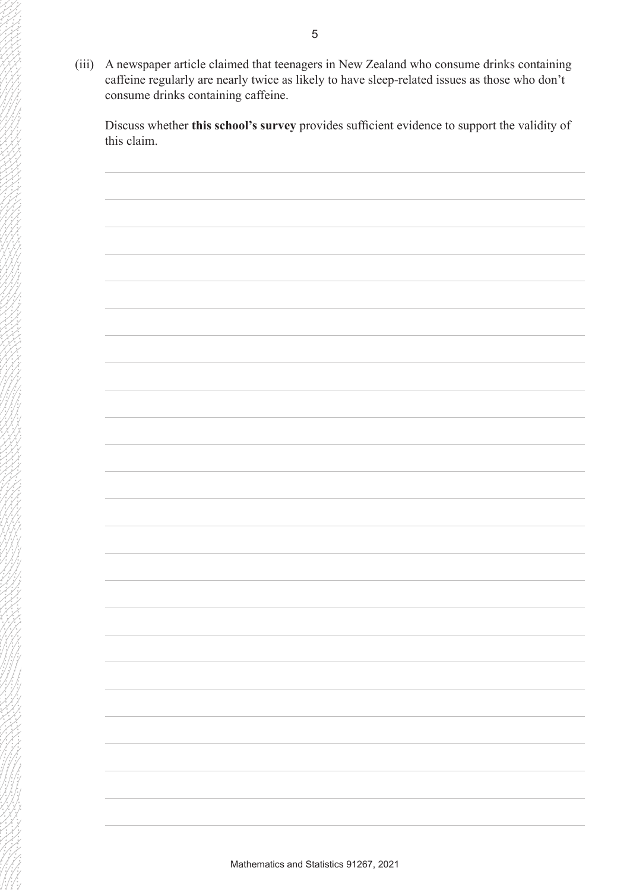(iii) A newspaper article claimed that teenagers in New Zealand who consume drinks containing caffeine regularly are nearly twice as likely to have sleep-related issues as those who don't consume drinks containing caffeine.

Discuss whether **this school's survey** provides sufficient evidence to support the validity of this claim.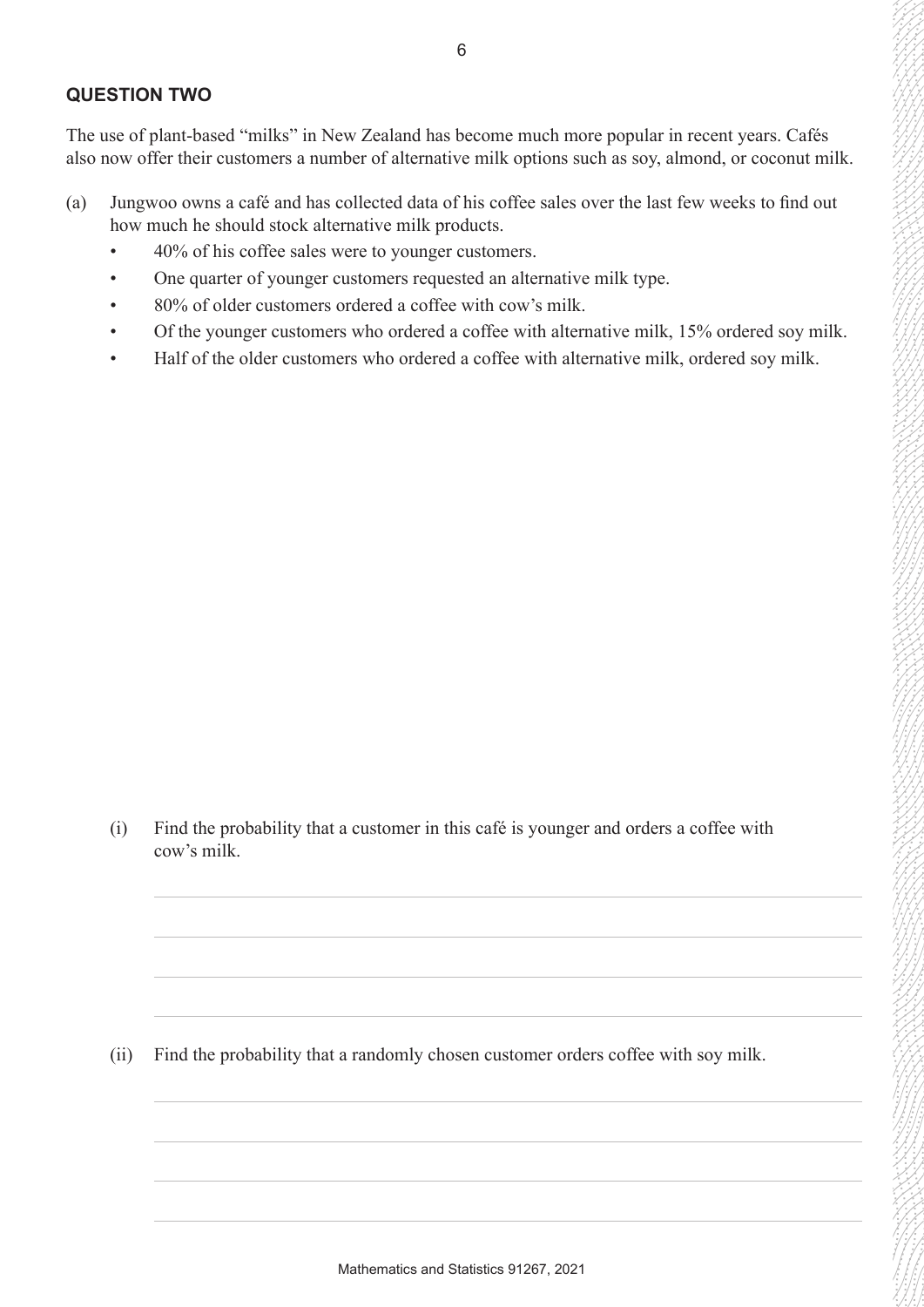## QUESTION TWO

The use of plant-based "milks" in New Zealand has become much more popular in recent years. Cafés also now offer their customers a number of alternative milk options such as soy, almond, or coconut milk.

(a) Jungwoo owns a café and has collected data of his coffee sales over the last few weeks to find out how much he should stock alternative milk products.

- 40% of his coffee sales were to younger customers.
- One quarter of younger customers requested an alternative milk type.
- 80% of older customers ordered a coffee with cow's milk.
- Of the younger customers who ordered a coffee with alternative milk, 15% ordered soy milk.
- Half of the older customers who ordered a coffee with alternative milk, ordered soy milk.

(i) Find the probability that a customer in this café is younger and orders a coffee with cow's milk.

(ii) Find the probability that a randomly chosen customer orders coffee with soy milk.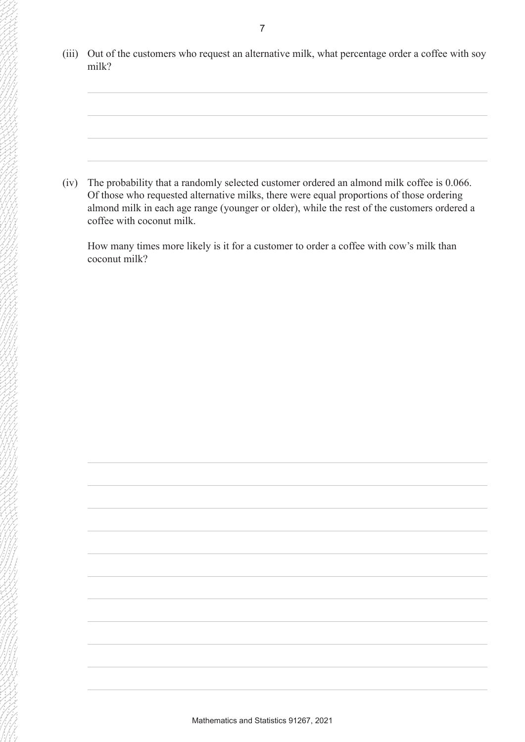(iii) Out of the customers who request an alternative milk, what percentage order a coffee with soy milk?

(iv) The probability that a randomly selected customer ordered an almond milk coffee is 0.066. Of those who requested alternative milks, there were equal proportions of those ordering almond milk in each age range (younger or older), while the rest of the customers ordered a coffee with coconut milk.

How many times more likely is it for a customer to order a coffee with cow's milk than coconut milk?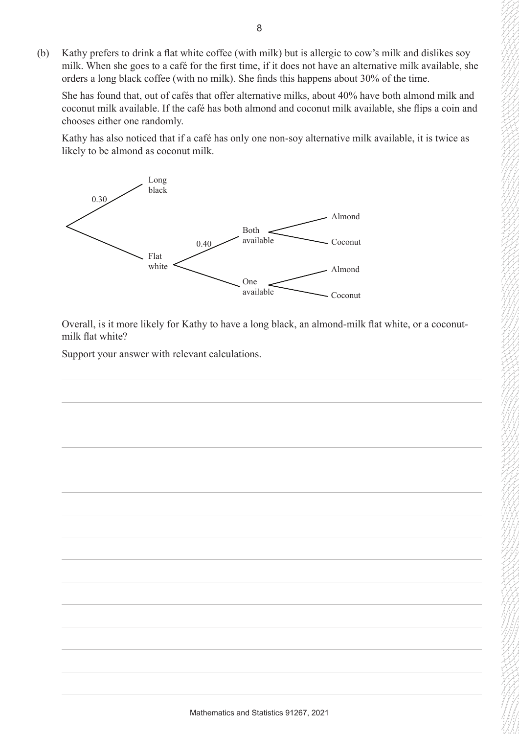(b) Kathy prefers to drink a flat white coffee (with milk) but is allergic to cow's milk and dislikes soy milk. When she goes to a café for the first time, if it does not have an alternative milk available, she orders a long black coffee (with no milk). She finds this happens about 30% of the time.

She has found that, out of cafés that offer alternative milks, about 40% have both almond milk and coconut milk available. If the café has both almond and coconut milk available, she flips a coin and chooses either one randomly.

Kathy has also noticed that if a café has only one non-soy alternative milk available, it is twice as likely to be almond as coconut milk.

- 0.30 → Long black
- Flat white
  - 0.40 → Both available
    - Almond
    - Coconut
  - One available
    - Almond
    - Coconut

Overall, is it more likely for Kathy to have a long black, an almond-milk flat white, or a coconut-milk flat white?

Support your answer with relevant calculations.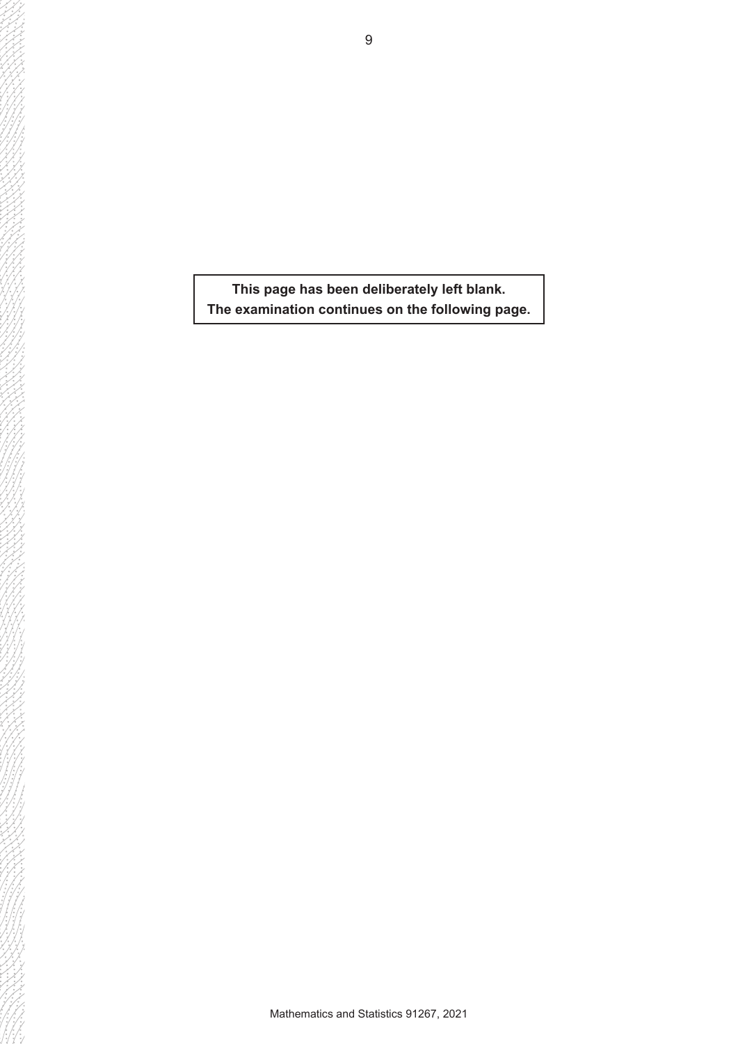**This page has been deliberately left blank.**
**The examination continues on the following page.**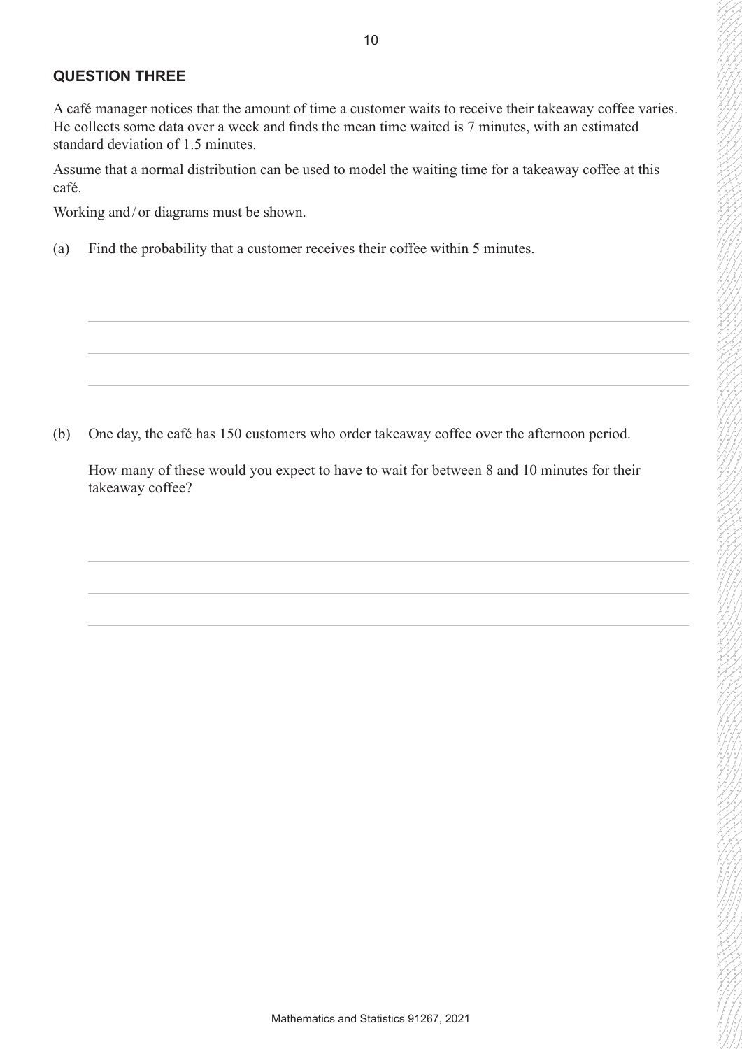## QUESTION THREE

A café manager notices that the amount of time a customer waits to receive their takeaway coffee varies. He collects some data over a week and finds the mean time waited is 7 minutes, with an estimated standard deviation of 1.5 minutes.

Assume that a normal distribution can be used to model the waiting time for a takeaway coffee at this café.

Working and / or diagrams must be shown.

(a) Find the probability that a customer receives their coffee within 5 minutes.

(b) One day, the café has 150 customers who order takeaway coffee over the afternoon period.

How many of these would you expect to have to wait for between 8 and 10 minutes for their takeaway coffee?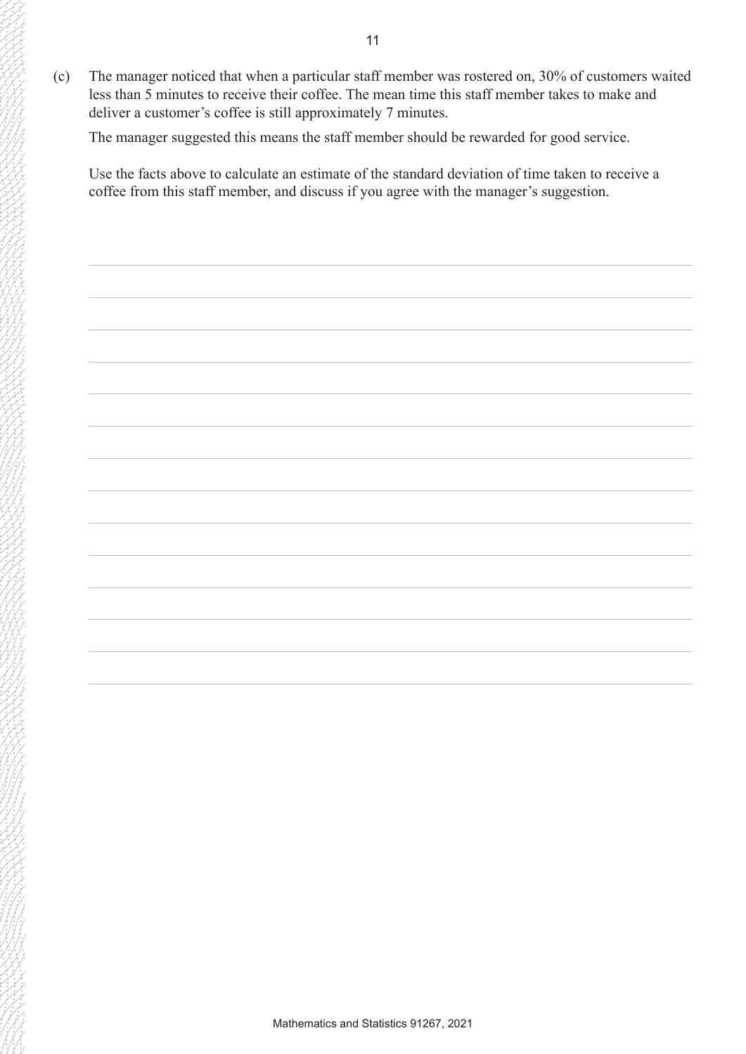(c) The manager noticed that when a particular staff member was rostered on, 30% of customers waited less than 5 minutes to receive their coffee. The mean time this staff member takes to make and deliver a customer's coffee is still approximately 7 minutes.

The manager suggested this means the staff member should be rewarded for good service.

Use the facts above to calculate an estimate of the standard deviation of time taken to receive a coffee from this staff member, and discuss if you agree with the manager's suggestion.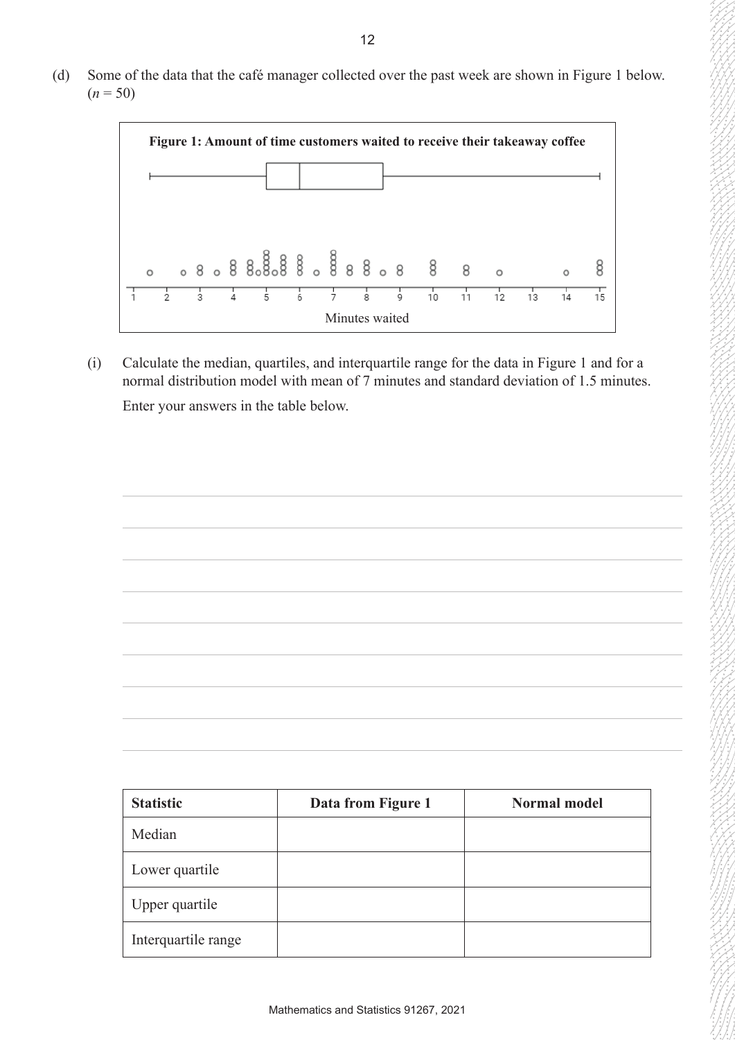(d) Some of the data that the café manager collected over the past week are shown in Figure 1 below. ($n = 50$)

**Figure 1: Amount of time customers waited to receive their takeaway coffee**

Minutes waited

(i) Calculate the median, quartiles, and interquartile range for the data in Figure 1 and for a normal distribution model with mean of 7 minutes and standard deviation of 1.5 minutes.

Enter your answers in the table below.

| Statistic | Data from Figure 1 | Normal model |
| --- | --- | --- |
| Median | | |
| Lower quartile | | |
| Upper quartile | | |
| Interquartile range | | |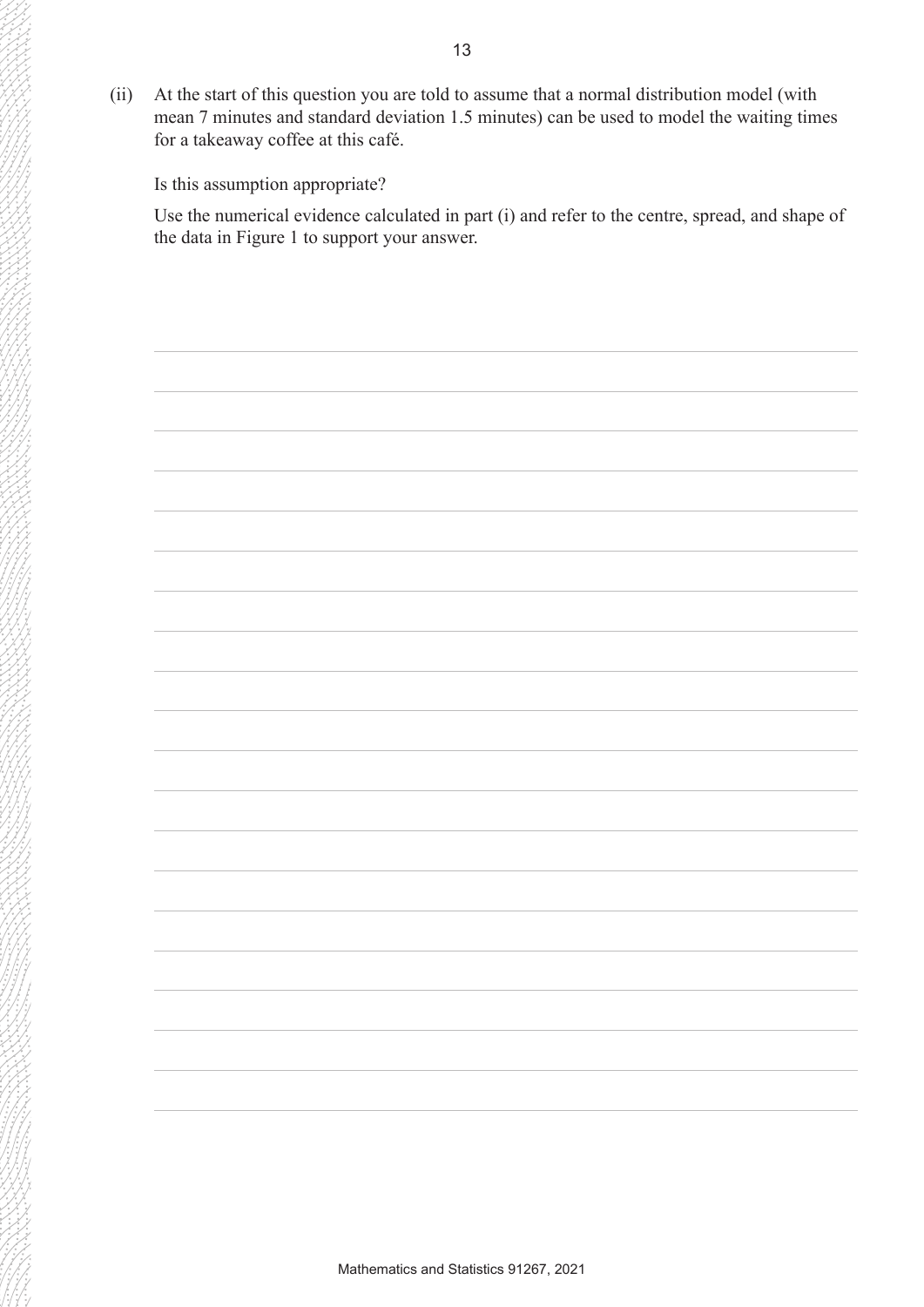(ii) At the start of this question you are told to assume that a normal distribution model (with mean 7 minutes and standard deviation 1.5 minutes) can be used to model the waiting times for a takeaway coffee at this café.

Is this assumption appropriate?

Use the numerical evidence calculated in part (i) and refer to the centre, spread, and shape of the data in Figure 1 to support your answer.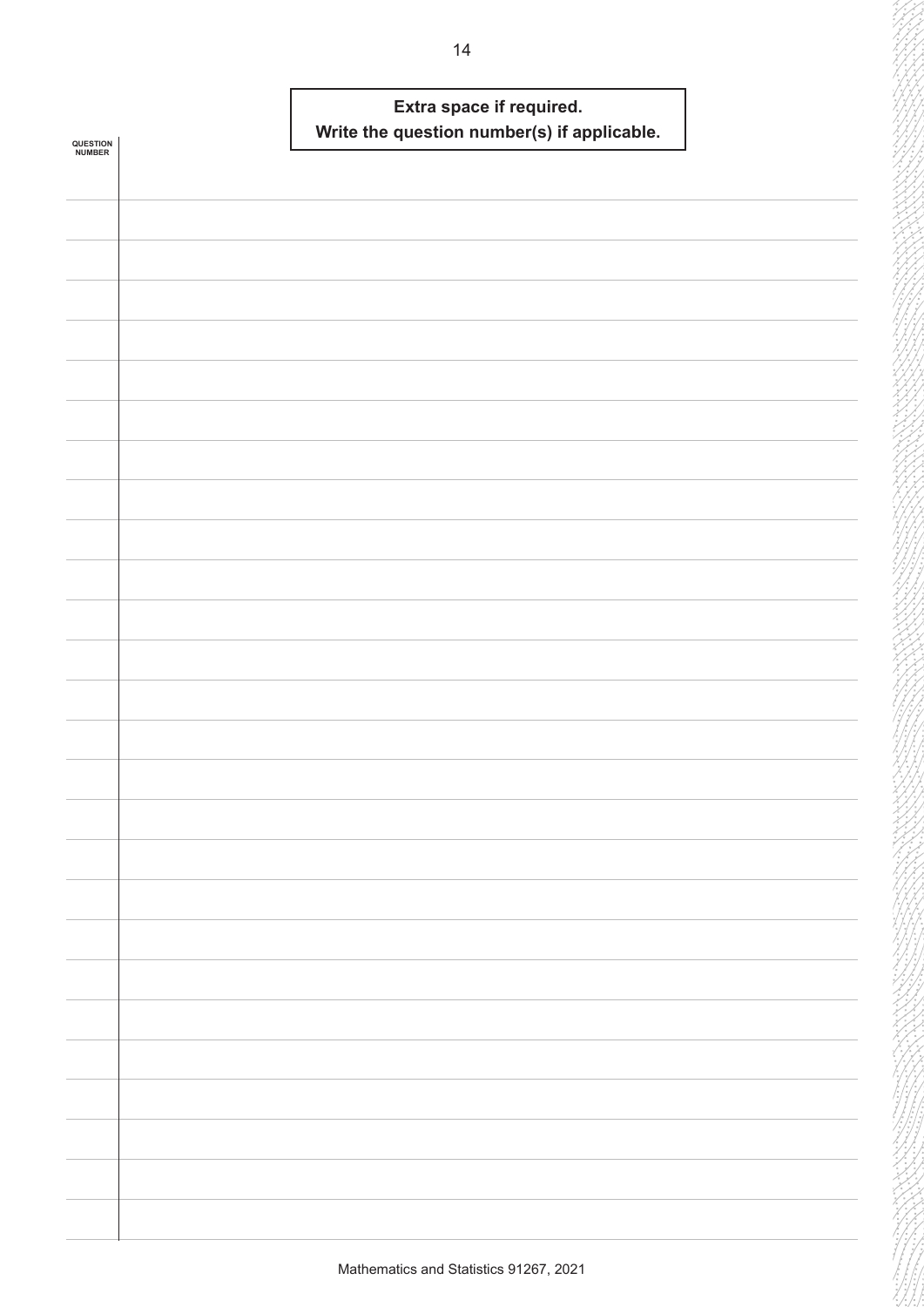**Extra space if required.**
**Write the question number(s) if applicable.**

QUESTION NUMBER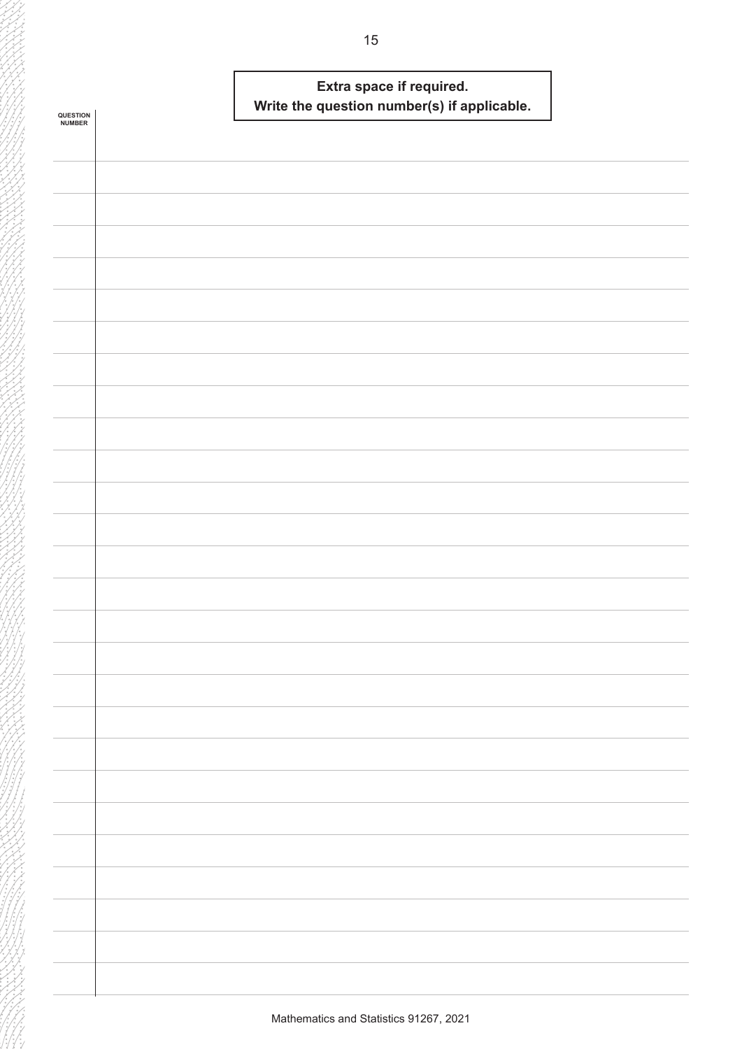**Extra space if required.**
**Write the question number(s) if applicable.**

QUESTION NUMBER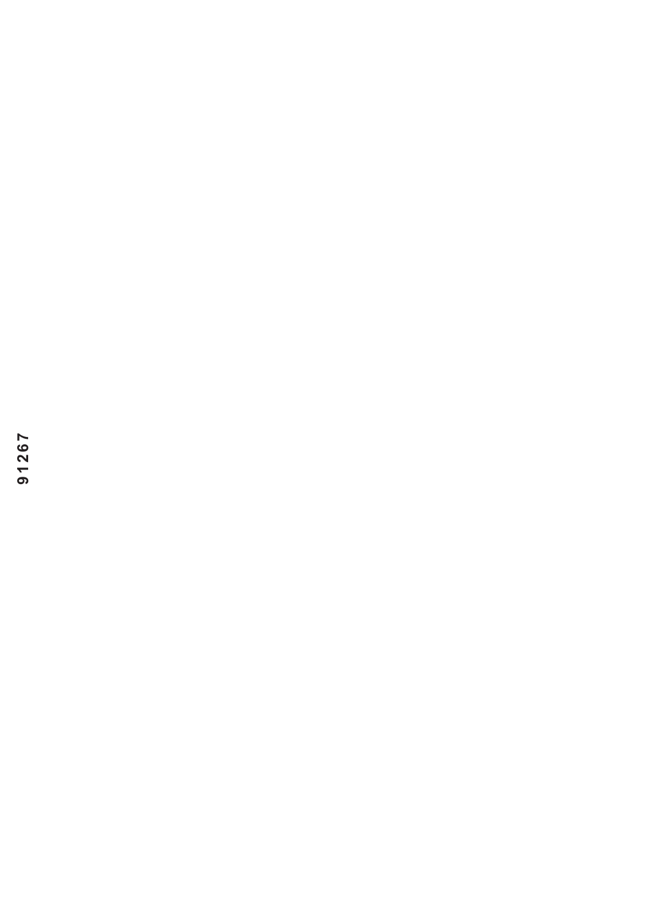91267